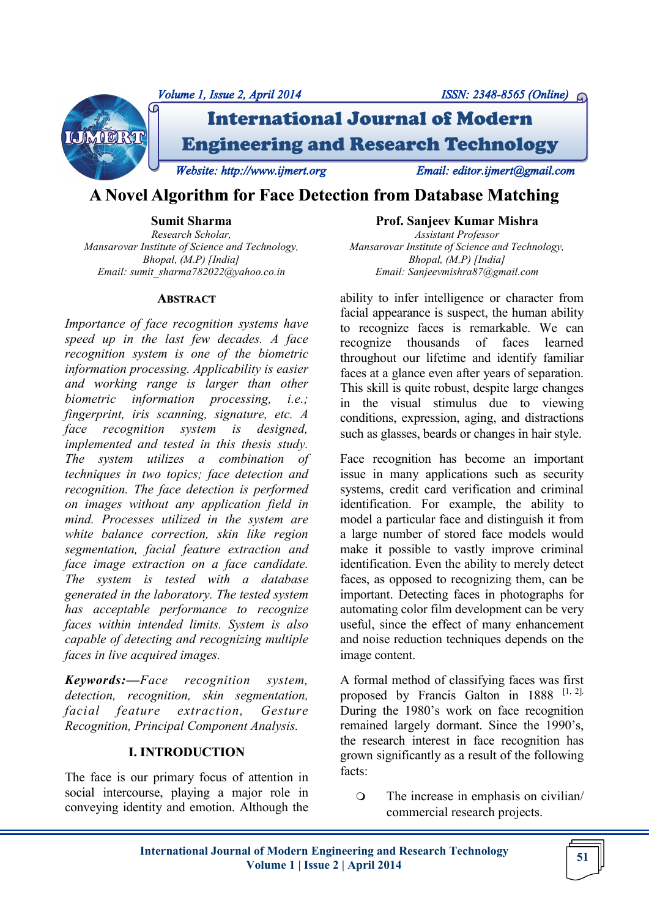# A Novel Algorithm for Face Detection from Database Matching

**Sumit Sharma**
*Research Scholar,*
*Mansarovar Institute of Science and Technology,*
*Bhopal, (M.P) [India]*
*Email: sumit_sharma782022@yahoo.co.in*

**Prof. Sanjeev Kumar Mishra**
*Assistant Professor*
*Mansarovar Institute of Science and Technology,*
*Bhopal, (M.P) [India]*
*Email: Sanjeevmishra87@gmail.com*

## ABSTRACT

*Importance of face recognition systems have speed up in the last few decades. A face recognition system is one of the biometric information processing. Applicability is easier and working range is larger than other biometric information processing, i.e.; fingerprint, iris scanning, signature, etc. A face recognition system is designed, implemented and tested in this thesis study. The system utilizes a combination of techniques in two topics; face detection and recognition. The face detection is performed on images without any application field in mind. Processes utilized in the system are white balance correction, skin like region segmentation, facial feature extraction and face image extraction on a face candidate. The system is tested with a database generated in the laboratory. The tested system has acceptable performance to recognize faces within intended limits. System is also capable of detecting and recognizing multiple faces in live acquired images.*

***Keywords:—****Face recognition system, detection, recognition, skin segmentation, facial feature extraction, Gesture Recognition, Principal Component Analysis.*

## I. INTRODUCTION

The face is our primary focus of attention in social intercourse, playing a major role in conveying identity and emotion. Although the ability to infer intelligence or character from facial appearance is suspect, the human ability to recognize faces is remarkable. We can recognize thousands of faces learned throughout our lifetime and identify familiar faces at a glance even after years of separation. This skill is quite robust, despite large changes in the visual stimulus due to viewing conditions, expression, aging, and distractions such as glasses, beards or changes in hair style.

Face recognition has become an important issue in many applications such as security systems, credit card verification and criminal identification. For example, the ability to model a particular face and distinguish it from a large number of stored face models would make it possible to vastly improve criminal identification. Even the ability to merely detect faces, as opposed to recognizing them, can be important. Detecting faces in photographs for automating color film development can be very useful, since the effect of many enhancement and noise reduction techniques depends on the image content.

A formal method of classifying faces was first proposed by Francis Galton in 1888 [1, 2]. During the 1980's work on face recognition remained largely dormant. Since the 1990's, the research interest in face recognition has grown significantly as a result of the following facts:

- The increase in emphasis on civilian/ commercial research projects.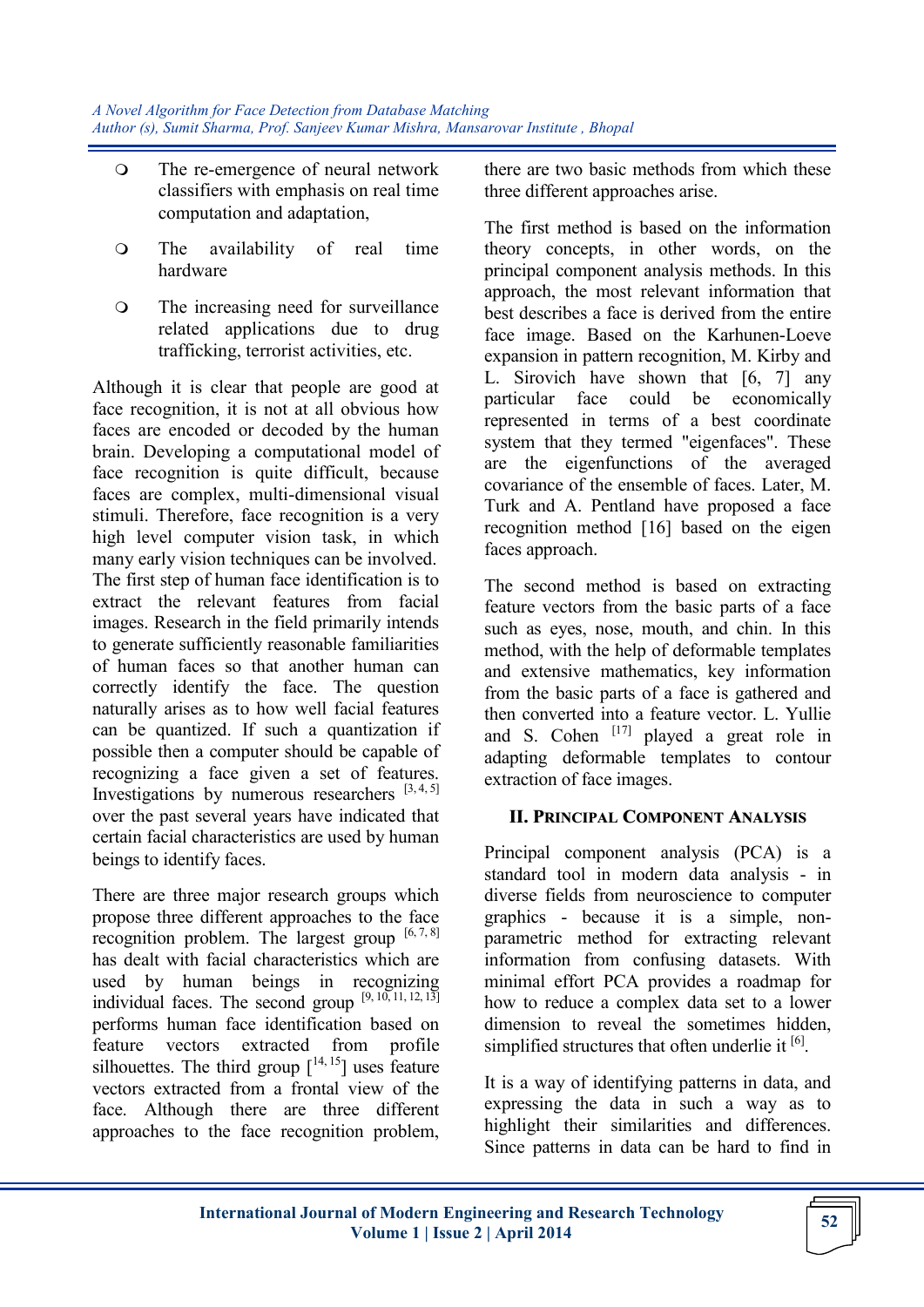- The re-emergence of neural network classifiers with emphasis on real time computation and adaptation,
- The availability of real time hardware
- The increasing need for surveillance related applications due to drug trafficking, terrorist activities, etc.

Although it is clear that people are good at face recognition, it is not at all obvious how faces are encoded or decoded by the human brain. Developing a computational model of face recognition is quite difficult, because faces are complex, multi-dimensional visual stimuli. Therefore, face recognition is a very high level computer vision task, in which many early vision techniques can be involved. The first step of human face identification is to extract the relevant features from facial images. Research in the field primarily intends to generate sufficiently reasonable familiarities of human faces so that another human can correctly identify the face. The question naturally arises as to how well facial features can be quantized. If such a quantization if possible then a computer should be capable of recognizing a face given a set of features. Investigations by numerous researchers [3, 4, 5] over the past several years have indicated that certain facial characteristics are used by human beings to identify faces.

There are three major research groups which propose three different approaches to the face recognition problem. The largest group [6, 7, 8] has dealt with facial characteristics which are used by human beings in recognizing individual faces. The second group [9, 10, 11, 12, 13] performs human face identification based on feature vectors extracted from profile silhouettes. The third group [14, 15] uses feature vectors extracted from a frontal view of the face. Although there are three different approaches to the face recognition problem, there are two basic methods from which these three different approaches arise.

The first method is based on the information theory concepts, in other words, on the principal component analysis methods. In this approach, the most relevant information that best describes a face is derived from the entire face image. Based on the Karhunen-Loeve expansion in pattern recognition, M. Kirby and L. Sirovich have shown that [6, 7] any particular face could be economically represented in terms of a best coordinate system that they termed "eigenfaces". These are the eigenfunctions of the averaged covariance of the ensemble of faces. Later, M. Turk and A. Pentland have proposed a face recognition method [16] based on the eigen faces approach.

The second method is based on extracting feature vectors from the basic parts of a face such as eyes, nose, mouth, and chin. In this method, with the help of deformable templates and extensive mathematics, key information from the basic parts of a face is gathered and then converted into a feature vector. L. Yullie and S. Cohen [17] played a great role in adapting deformable templates to contour extraction of face images.

## II. Principal Component Analysis

Principal component analysis (PCA) is a standard tool in modern data analysis - in diverse fields from neuroscience to computer graphics - because it is a simple, non-parametric method for extracting relevant information from confusing datasets. With minimal effort PCA provides a roadmap for how to reduce a complex data set to a lower dimension to reveal the sometimes hidden, simplified structures that often underlie it [6].

It is a way of identifying patterns in data, and expressing the data in such a way as to highlight their similarities and differences. Since patterns in data can be hard to find in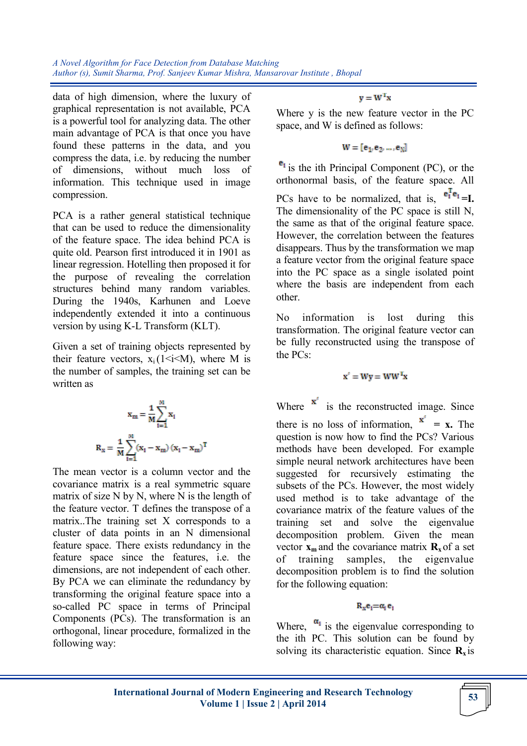data of high dimension, where the luxury of graphical representation is not available, PCA is a powerful tool for analyzing data. The other main advantage of PCA is that once you have found these patterns in the data, and you compress the data, i.e. by reducing the number of dimensions, without much loss of information. This technique used in image compression.

PCA is a rather general statistical technique that can be used to reduce the dimensionality of the feature space. The idea behind PCA is quite old. Pearson first introduced it in 1901 as linear regression. Hotelling then proposed it for the purpose of revealing the correlation structures behind many random variables. During the 1940s, Karhunen and Loeve independently extended it into a continuous version by using K-L Transform (KLT).

Given a set of training objects represented by their feature vectors, $x_i$ ($1<i<M$), where M is the number of samples, the training set can be written as

$$x_m = \frac{1}{M}\sum_{i=1}^{M} x_i$$

$$R_x = \frac{1}{M}\sum_{i=1}^{M}(x_i - x_m)(x_i - x_m)^T$$

The mean vector is a column vector and the covariance matrix is a real symmetric square matrix of size N by N, where N is the length of the feature vector. T defines the transpose of a matrix..The training set X corresponds to a cluster of data points in an N dimensional feature space. There exists redundancy in the feature space since the features, i.e. the dimensions, are not independent of each other. By PCA we can eliminate the redundancy by transforming the original feature space into a so-called PC space in terms of Principal Components (PCs). The transformation is an orthogonal, linear procedure, formalized in the following way:

$$y = W^T x$$

Where y is the new feature vector in the PC space, and W is defined as follows:

$$W = [e_1, e_2, \ldots, e_N]$$

$e_i$ is the ith Principal Component (PC), or the orthonormal basis, of the feature space. All PCs have to be normalized, that is, $e_i^T e_i$ **=I.** The dimensionality of the PC space is still N, the same as that of the original feature space. However, the correlation between the features disappears. Thus by the transformation we map a feature vector from the original feature space into the PC space as a single isolated point where the basis are independent from each other.

No information is lost during this transformation. The original feature vector can be fully reconstructed using the transpose of the PCs:

$$x' = Wy = WW^T x$$

Where $x'$ is the reconstructed image. Since there is no loss of information, $x'$ = **x.** The question is now how to find the PCs? Various methods have been developed. For example simple neural network architectures have been suggested for recursively estimating the subsets of the PCs. However, the most widely used method is to take advantage of the covariance matrix of the feature values of the training set and solve the eigenvalue decomposition problem. Given the mean vector $\mathbf{x_m}$ and the covariance matrix $\mathbf{R_x}$ of a set of training samples, the eigenvalue decomposition problem is to find the solution for the following equation:

$$R_x e_i = \alpha_i e_i$$

Where, $\alpha_i$ is the eigenvalue corresponding to the ith PC. This solution can be found by solving its characteristic equation. Since $\mathbf{R_x}$ is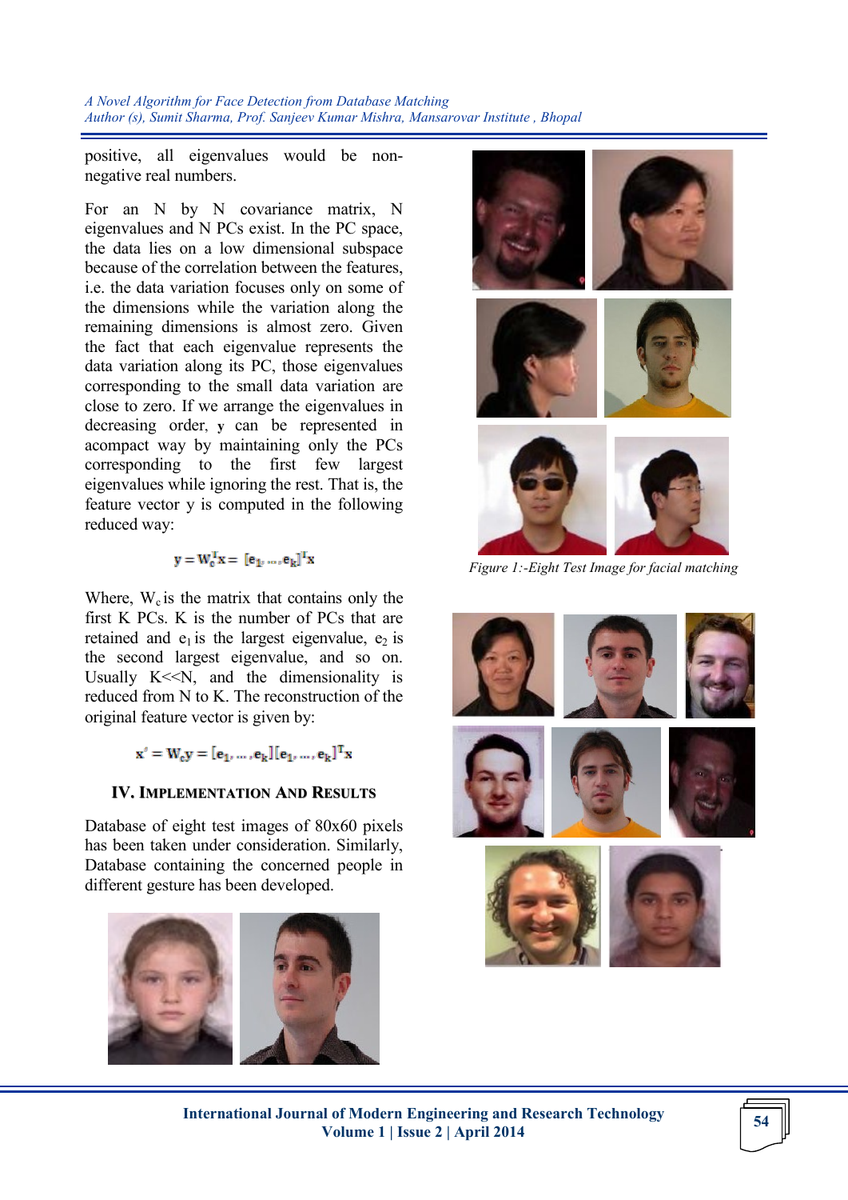positive, all eigenvalues would be non-negative real numbers.

For an N by N covariance matrix, N eigenvalues and N PCs exist. In the PC space, the data lies on a low dimensional subspace because of the correlation between the features, i.e. the data variation focuses only on some of the dimensions while the variation along the remaining dimensions is almost zero. Given the fact that each eigenvalue represents the data variation along its PC, those eigenvalues corresponding to the small data variation are close to zero. If we arrange the eigenvalues in decreasing order, **y** can be represented in acompact way by maintaining only the PCs corresponding to the first few largest eigenvalues while ignoring the rest. That is, the feature vector y is computed in the following reduced way:

$$\mathbf{y} = \mathbf{W}_c^T \mathbf{x} = [\mathbf{e}_1, ..., \mathbf{e}_k]^T \mathbf{x}$$

Where, $W_c$ is the matrix that contains only the first K PCs. K is the number of PCs that are retained and $e_1$ is the largest eigenvalue, $e_2$ is the second largest eigenvalue, and so on. Usually K<<N, and the dimensionality is reduced from N to K. The reconstruction of the original feature vector is given by:

$$\mathbf{x}' = \mathbf{W}_c \mathbf{y} = [\mathbf{e}_1, ..., \mathbf{e}_k][\mathbf{e}_1, ..., \mathbf{e}_k]^T \mathbf{x}$$

## IV. Implementation And Results

Database of eight test images of 80x60 pixels has been taken under consideration. Similarly, Database containing the concerned people in different gesture has been developed.

*Figure 1:-Eight Test Image for facial matching*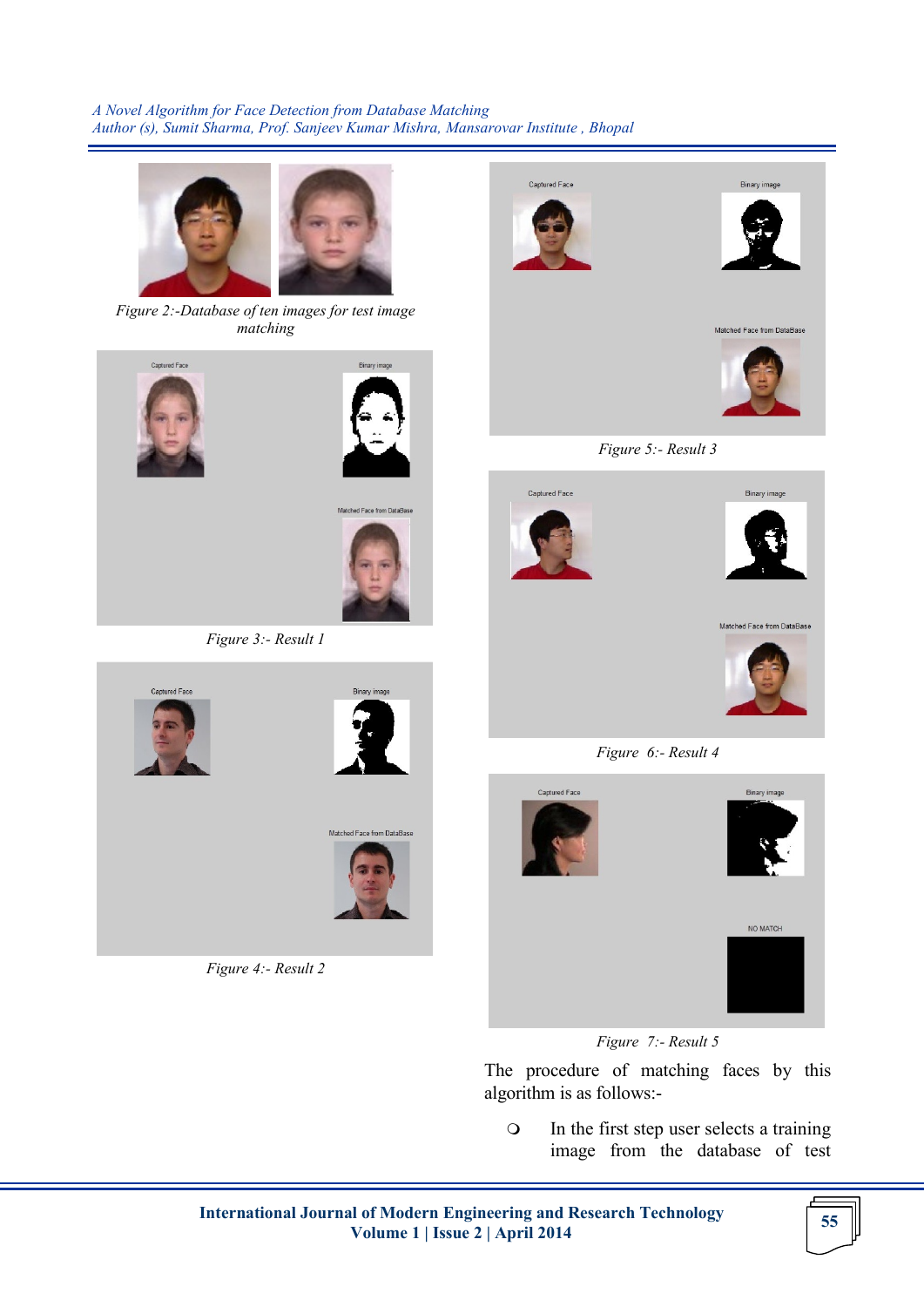Figure 2:-Database of ten images for test image matching

Figure 3:- Result 1

Figure 4:- Result 2

Figure 5:- Result 3

Figure 6:- Result 4

Figure 7:- Result 5

The procedure of matching faces by this algorithm is as follows:-

- In the first step user selects a training image from the database of test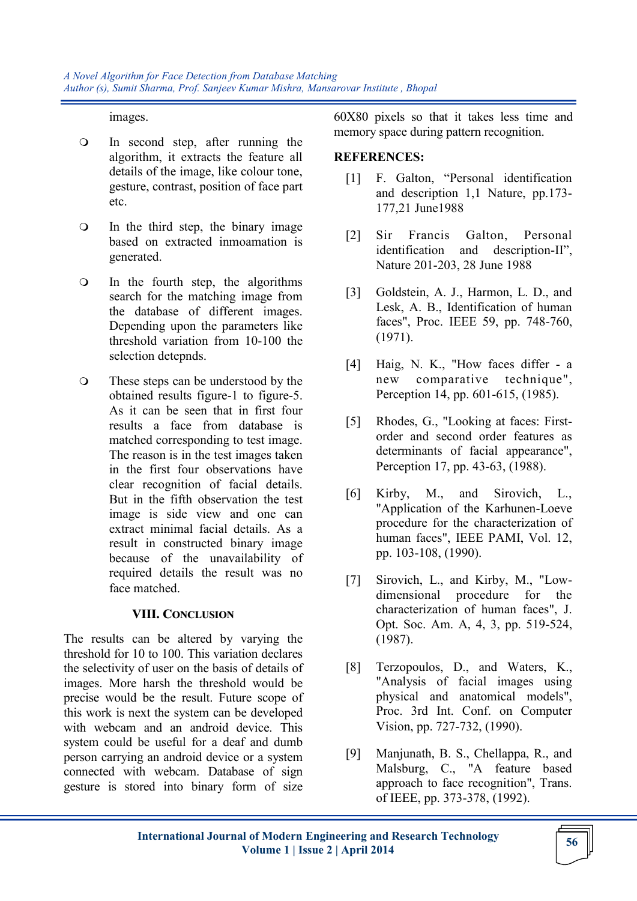images.

- In second step, after running the algorithm, it extracts the feature all details of the image, like colour tone, gesture, contrast, position of face part etc.

- In the third step, the binary image based on extracted inmoamation is generated.

- In the fourth step, the algorithms search for the matching image from the database of different images. Depending upon the parameters like threshold variation from 10-100 the selection detepnds.

- These steps can be understood by the obtained results figure-1 to figure-5. As it can be seen that in first four results a face from database is matched corresponding to test image. The reason is in the test images taken in the first four observations have clear recognition of facial details. But in the fifth observation the test image is side view and one can extract minimal facial details. As a result in constructed binary image because of the unavailability of required details the result was no face matched.

## VIII. Conclusion

The results can be altered by varying the threshold for 10 to 100. This variation declares the selectivity of user on the basis of details of images. More harsh the threshold would be precise would be the result. Future scope of this work is next the system can be developed with webcam and an android device. This system could be useful for a deaf and dumb person carrying an android device or a system connected with webcam. Database of sign gesture is stored into binary form of size 60X80 pixels so that it takes less time and memory space during pattern recognition.

## REFERENCES:

[1] F. Galton, "Personal identification and description 1,1 Nature, pp.173-177,21 June1988

[2] Sir Francis Galton, Personal identification and description-II", Nature 201-203, 28 June 1988

[3] Goldstein, A. J., Harmon, L. D., and Lesk, A. B., Identification of human faces", Proc. IEEE 59, pp. 748-760, (1971).

[4] Haig, N. K., "How faces differ - a new comparative technique", Perception 14, pp. 601-615, (1985).

[5] Rhodes, G., "Looking at faces: First-order and second order features as determinants of facial appearance", Perception 17, pp. 43-63, (1988).

[6] Kirby, M., and Sirovich, L., "Application of the Karhunen-Loeve procedure for the characterization of human faces", IEEE PAMI, Vol. 12, pp. 103-108, (1990).

[7] Sirovich, L., and Kirby, M., "Low-dimensional procedure for the characterization of human faces", J. Opt. Soc. Am. A, 4, 3, pp. 519-524, (1987).

[8] Terzopoulos, D., and Waters, K., "Analysis of facial images using physical and anatomical models", Proc. 3rd Int. Conf. on Computer Vision, pp. 727-732, (1990).

[9] Manjunath, B. S., Chellappa, R., and Malsburg, C., "A feature based approach to face recognition", Trans. of IEEE, pp. 373-378, (1992).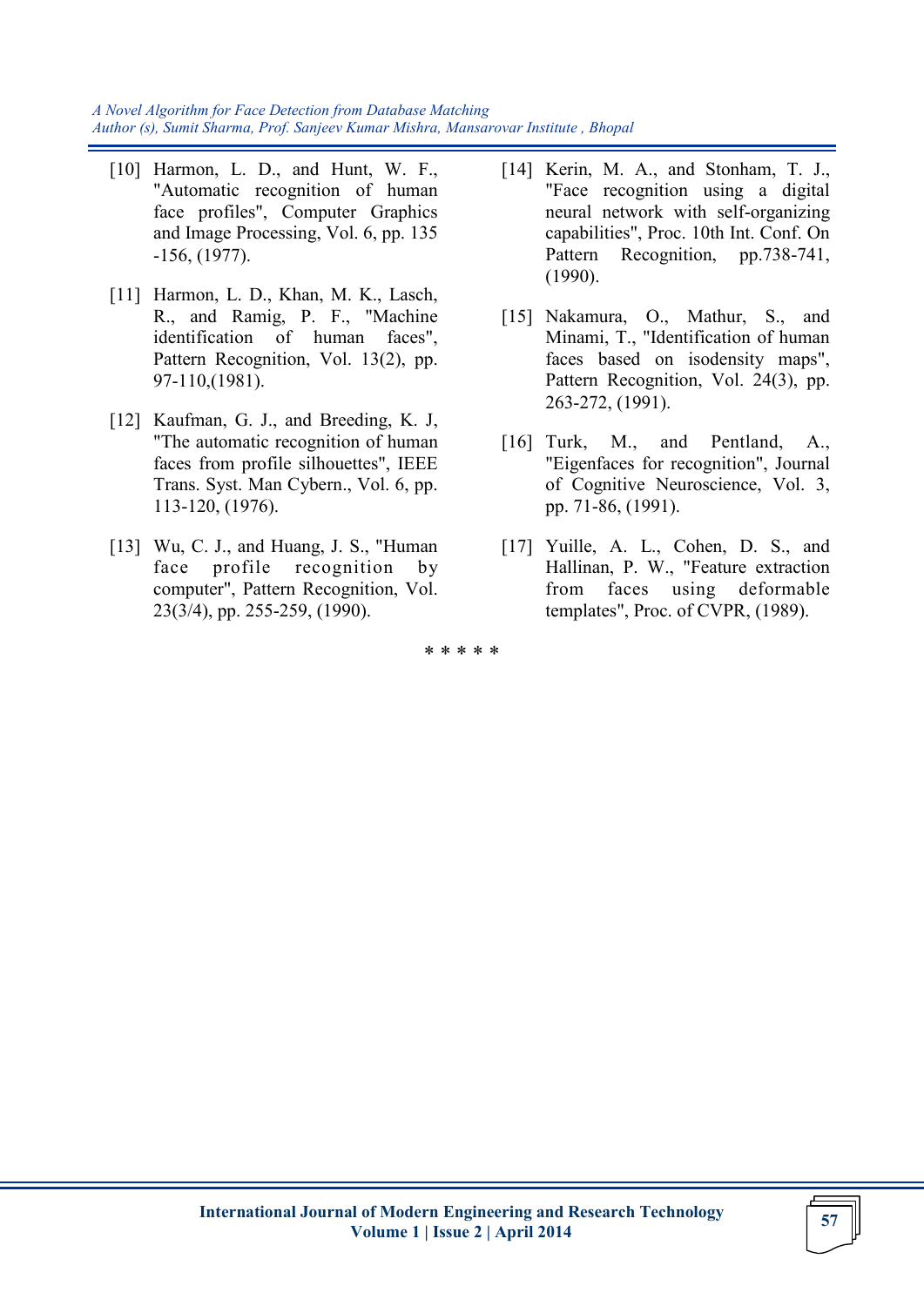[10] Harmon, L. D., and Hunt, W. F., "Automatic recognition of human face profiles", Computer Graphics and Image Processing, Vol. 6, pp. 135 -156, (1977).

[11] Harmon, L. D., Khan, M. K., Lasch, R., and Ramig, P. F., "Machine identification of human faces", Pattern Recognition, Vol. 13(2), pp. 97-110,(1981).

[12] Kaufman, G. J., and Breeding, K. J, "The automatic recognition of human faces from profile silhouettes", IEEE Trans. Syst. Man Cybern., Vol. 6, pp. 113-120, (1976).

[13] Wu, C. J., and Huang, J. S., "Human face profile recognition by computer", Pattern Recognition, Vol. 23(3/4), pp. 255-259, (1990).

[14] Kerin, M. A., and Stonham, T. J., "Face recognition using a digital neural network with self-organizing capabilities", Proc. 10th Int. Conf. On Pattern Recognition, pp.738-741, (1990).

[15] Nakamura, O., Mathur, S., and Minami, T., "Identification of human faces based on isodensity maps", Pattern Recognition, Vol. 24(3), pp. 263-272, (1991).

[16] Turk, M., and Pentland, A., "Eigenfaces for recognition", Journal of Cognitive Neuroscience, Vol. 3, pp. 71-86, (1991).

[17] Yuille, A. L., Cohen, D. S., and Hallinan, P. W., "Feature extraction from faces using deformable templates", Proc. of CVPR, (1989).

* * * * *